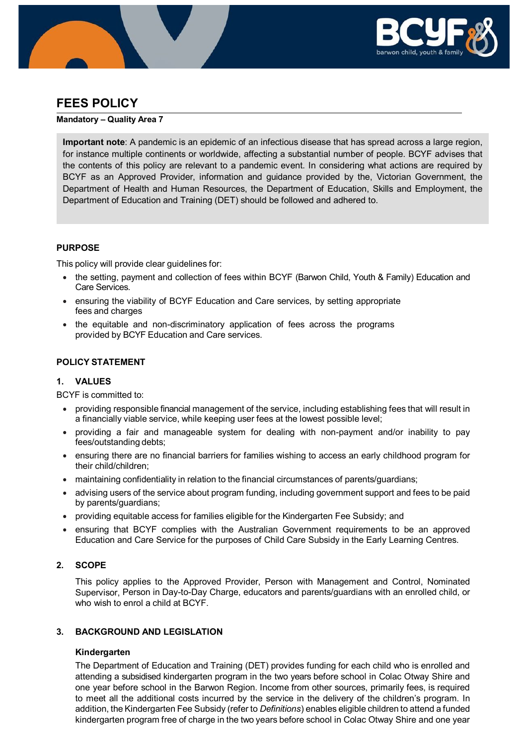# FEES POLICY

**Mandatory – Quality Area 7**

> **Important note**: A pandemic is an epidemic of an infectious disease that has spread across a large region, for instance multiple continents or worldwide, affecting a substantial number of people. BCYF advises that the contents of this policy are relevant to a pandemic event. In considering what actions are required by BCYF as an Approved Provider, information and guidance provided by the, Victorian Government, the Department of Health and Human Resources, the Department of Education, Skills and Employment, the Department of Education and Training (DET) should be followed and adhered to.

## PURPOSE

This policy will provide clear guidelines for:

- the setting, payment and collection of fees within BCYF (Barwon Child, Youth & Family) Education and Care Services.
- ensuring the viability of BCYF Education and Care services, by setting appropriate fees and charges
- the equitable and non-discriminatory application of fees across the programs provided by BCYF Education and Care services.

## POLICY STATEMENT

### 1. VALUES

BCYF is committed to:

- providing responsible financial management of the service, including establishing fees that will result in a financially viable service, while keeping user fees at the lowest possible level;
- providing a fair and manageable system for dealing with non-payment and/or inability to pay fees/outstanding debts;
- ensuring there are no financial barriers for families wishing to access an early childhood program for their child/children;
- maintaining confidentiality in relation to the financial circumstances of parents/guardians;
- advising users of the service about program funding, including government support and fees to be paid by parents/guardians;
- providing equitable access for families eligible for the Kindergarten Fee Subsidy; and
- ensuring that BCYF complies with the Australian Government requirements to be an approved Education and Care Service for the purposes of Child Care Subsidy in the Early Learning Centres.

### 2. SCOPE

This policy applies to the Approved Provider, Person with Management and Control, Nominated Supervisor, Person in Day-to-Day Charge, educators and parents/guardians with an enrolled child, or who wish to enrol a child at BCYF.

### 3. BACKGROUND AND LEGISLATION

**Kindergarten**

The Department of Education and Training (DET) provides funding for each child who is enrolled and attending a subsidised kindergarten program in the two years before school in Colac Otway Shire and one year before school in the Barwon Region. Income from other sources, primarily fees, is required to meet all the additional costs incurred by the service in the delivery of the children's program. In addition, the Kindergarten Fee Subsidy (refer to *Definitions*) enables eligible children to attend a funded kindergarten program free of charge in the two years before school in Colac Otway Shire and one year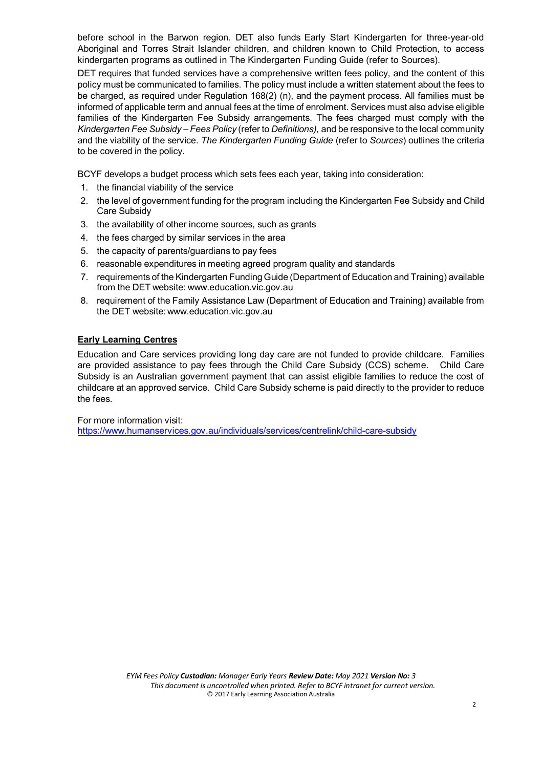before school in the Barwon region. DET also funds Early Start Kindergarten for three-year-old Aboriginal and Torres Strait Islander children, and children known to Child Protection, to access kindergarten programs as outlined in The Kindergarten Funding Guide (refer to Sources).

DET requires that funded services have a comprehensive written fees policy, and the content of this policy must be communicated to families. The policy must include a written statement about the fees to be charged, as required under Regulation 168(2) (n), and the payment process. All families must be informed of applicable term and annual fees at the time of enrolment. Services must also advise eligible families of the Kindergarten Fee Subsidy arrangements. The fees charged must comply with the *Kindergarten Fee Subsidy – Fees Policy* (refer to *Definitions),* and be responsive to the local community and the viability of the service. *The Kindergarten Funding Guide* (refer to *Sources*) outlines the criteria to be covered in the policy.

BCYF develops a budget process which sets fees each year, taking into consideration:

1. the financial viability of the service
2. the level of government funding for the program including the Kindergarten Fee Subsidy and Child Care Subsidy
3. the availability of other income sources, such as grants
4. the fees charged by similar services in the area
5. the capacity of parents/guardians to pay fees
6. reasonable expenditures in meeting agreed program quality and standards
7. requirements of the Kindergarten Funding Guide (Department of Education and Training) available from the DET website: www.education.vic.gov.au
8. requirement of the Family Assistance Law (Department of Education and Training) available from the DET website: www.education.vic.gov.au

**Early Learning Centres**

Education and Care services providing long day care are not funded to provide childcare. Families are provided assistance to pay fees through the Child Care Subsidy (CCS) scheme. Child Care Subsidy is an Australian government payment that can assist eligible families to reduce the cost of childcare at an approved service. Child Care Subsidy scheme is paid directly to the provider to reduce the fees.

For more information visit:
https://www.humanservices.gov.au/individuals/services/centrelink/child-care-subsidy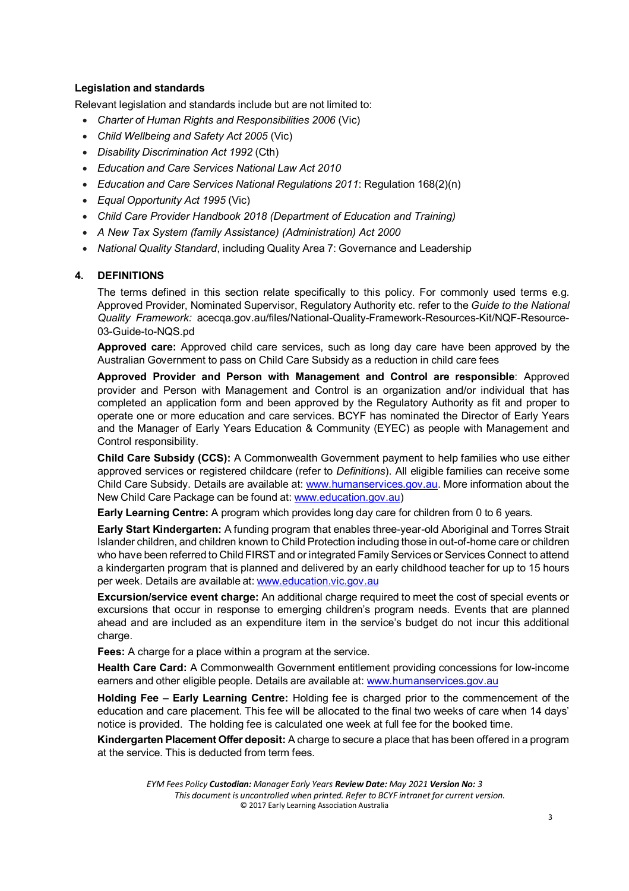**Legislation and standards**

Relevant legislation and standards include but are not limited to:

- *Charter of Human Rights and Responsibilities 2006* (Vic)
- *Child Wellbeing and Safety Act 2005* (Vic)
- *Disability Discrimination Act 1992* (Cth)
- *Education and Care Services National Law Act 2010*
- *Education and Care Services National Regulations 2011*: Regulation 168(2)(n)
- *Equal Opportunity Act 1995* (Vic)
- *Child Care Provider Handbook 2018 (Department of Education and Training)*
- *A New Tax System (family Assistance) (Administration) Act 2000*
- *National Quality Standard*, including Quality Area 7: Governance and Leadership

## 4. DEFINITIONS

The terms defined in this section relate specifically to this policy. For commonly used terms e.g. Approved Provider, Nominated Supervisor, Regulatory Authority etc. refer to the *Guide to the National Quality Framework:* acecqa.gov.au/files/National-Quality-Framework-Resources-Kit/NQF-Resource-03-Guide-to-NQS.pd

**Approved care:** Approved child care services, such as long day care have been approved by the Australian Government to pass on Child Care Subsidy as a reduction in child care fees

**Approved Provider and Person with Management and Control are responsible**: Approved provider and Person with Management and Control is an organization and/or individual that has completed an application form and been approved by the Regulatory Authority as fit and proper to operate one or more education and care services. BCYF has nominated the Director of Early Years and the Manager of Early Years Education & Community (EYEC) as people with Management and Control responsibility.

**Child Care Subsidy (CCS):** A Commonwealth Government payment to help families who use either approved services or registered childcare (refer to *Definitions*). All eligible families can receive some Child Care Subsidy. Details are available at: www.humanservices.gov.au. More information about the New Child Care Package can be found at: www.education.gov.au)

**Early Learning Centre:** A program which provides long day care for children from 0 to 6 years.

**Early Start Kindergarten:** A funding program that enables three-year-old Aboriginal and Torres Strait Islander children, and children known to Child Protection including those in out-of-home care or children who have been referred to Child FIRST and or integrated Family Services or Services Connect to attend a kindergarten program that is planned and delivered by an early childhood teacher for up to 15 hours per week. Details are available at: www.education.vic.gov.au

**Excursion/service event charge:** An additional charge required to meet the cost of special events or excursions that occur in response to emerging children's program needs. Events that are planned ahead and are included as an expenditure item in the service's budget do not incur this additional charge.

**Fees:** A charge for a place within a program at the service.

**Health Care Card:** A Commonwealth Government entitlement providing concessions for low-income earners and other eligible people. Details are available at: www.humanservices.gov.au

**Holding Fee – Early Learning Centre:** Holding fee is charged prior to the commencement of the education and care placement. This fee will be allocated to the final two weeks of care when 14 days' notice is provided. The holding fee is calculated one week at full fee for the booked time.

**Kindergarten Placement Offer deposit:** A charge to secure a place that has been offered in a program at the service. This is deducted from term fees.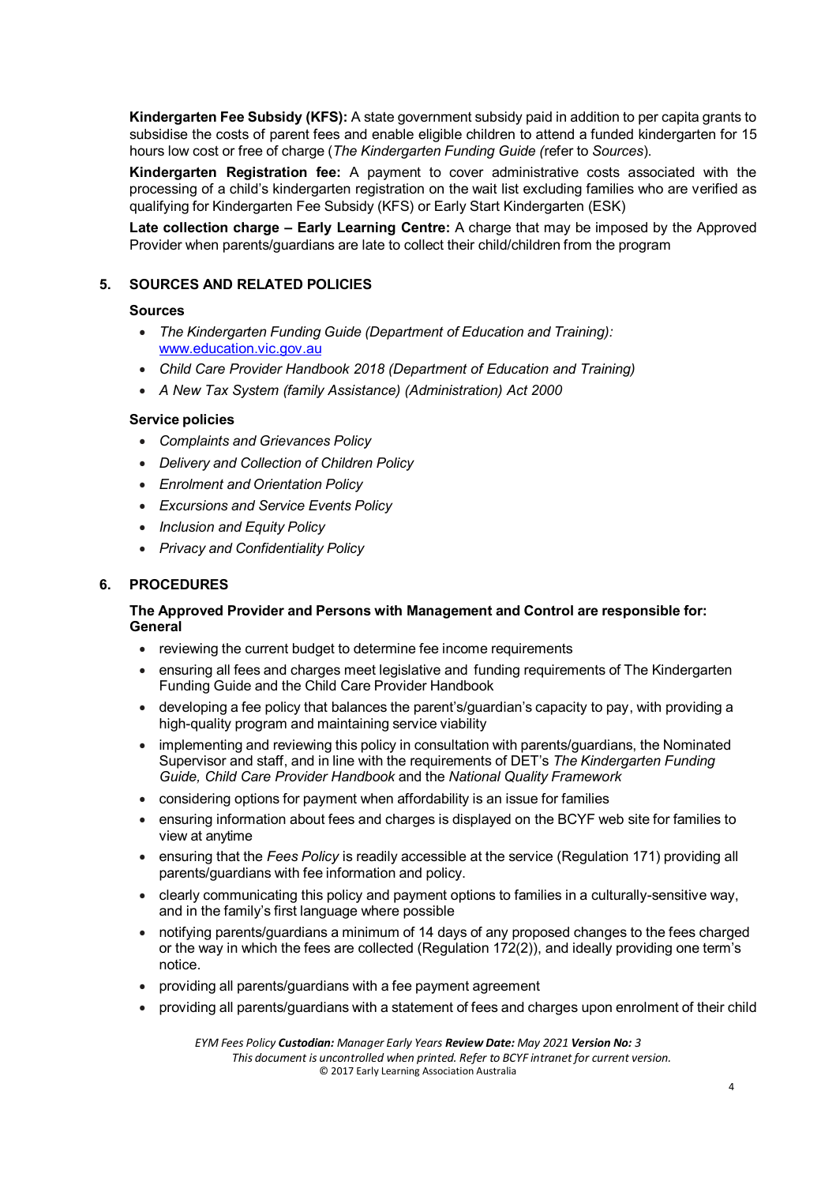**Kindergarten Fee Subsidy (KFS):** A state government subsidy paid in addition to per capita grants to subsidise the costs of parent fees and enable eligible children to attend a funded kindergarten for 15 hours low cost or free of charge (*The Kindergarten Funding Guide (*refer to *Sources*).

**Kindergarten Registration fee:** A payment to cover administrative costs associated with the processing of a child's kindergarten registration on the wait list excluding families who are verified as qualifying for Kindergarten Fee Subsidy (KFS) or Early Start Kindergarten (ESK)

**Late collection charge – Early Learning Centre:** A charge that may be imposed by the Approved Provider when parents/guardians are late to collect their child/children from the program

## 5. SOURCES AND RELATED POLICIES

### Sources

- *The Kindergarten Funding Guide (Department of Education and Training):* www.education.vic.gov.au
- *Child Care Provider Handbook 2018 (Department of Education and Training)*
- *A New Tax System (family Assistance) (Administration) Act 2000*

### Service policies

- *Complaints and Grievances Policy*
- *Delivery and Collection of Children Policy*
- *Enrolment and Orientation Policy*
- *Excursions and Service Events Policy*
- *Inclusion and Equity Policy*
- *Privacy and Confidentiality Policy*

## 6. PROCEDURES

**The Approved Provider and Persons with Management and Control are responsible for: General**

- reviewing the current budget to determine fee income requirements
- ensuring all fees and charges meet legislative and funding requirements of The Kindergarten Funding Guide and the Child Care Provider Handbook
- developing a fee policy that balances the parent's/guardian's capacity to pay, with providing a high-quality program and maintaining service viability
- implementing and reviewing this policy in consultation with parents/guardians, the Nominated Supervisor and staff, and in line with the requirements of DET's *The Kindergarten Funding Guide, Child Care Provider Handbook* and the *National Quality Framework*
- considering options for payment when affordability is an issue for families
- ensuring information about fees and charges is displayed on the BCYF web site for families to view at anytime
- ensuring that the *Fees Policy* is readily accessible at the service (Regulation 171) providing all parents/guardians with fee information and policy.
- clearly communicating this policy and payment options to families in a culturally-sensitive way, and in the family's first language where possible
- notifying parents/guardians a minimum of 14 days of any proposed changes to the fees charged or the way in which the fees are collected (Regulation 172(2)), and ideally providing one term's notice.
- providing all parents/guardians with a fee payment agreement
- providing all parents/guardians with a statement of fees and charges upon enrolment of their child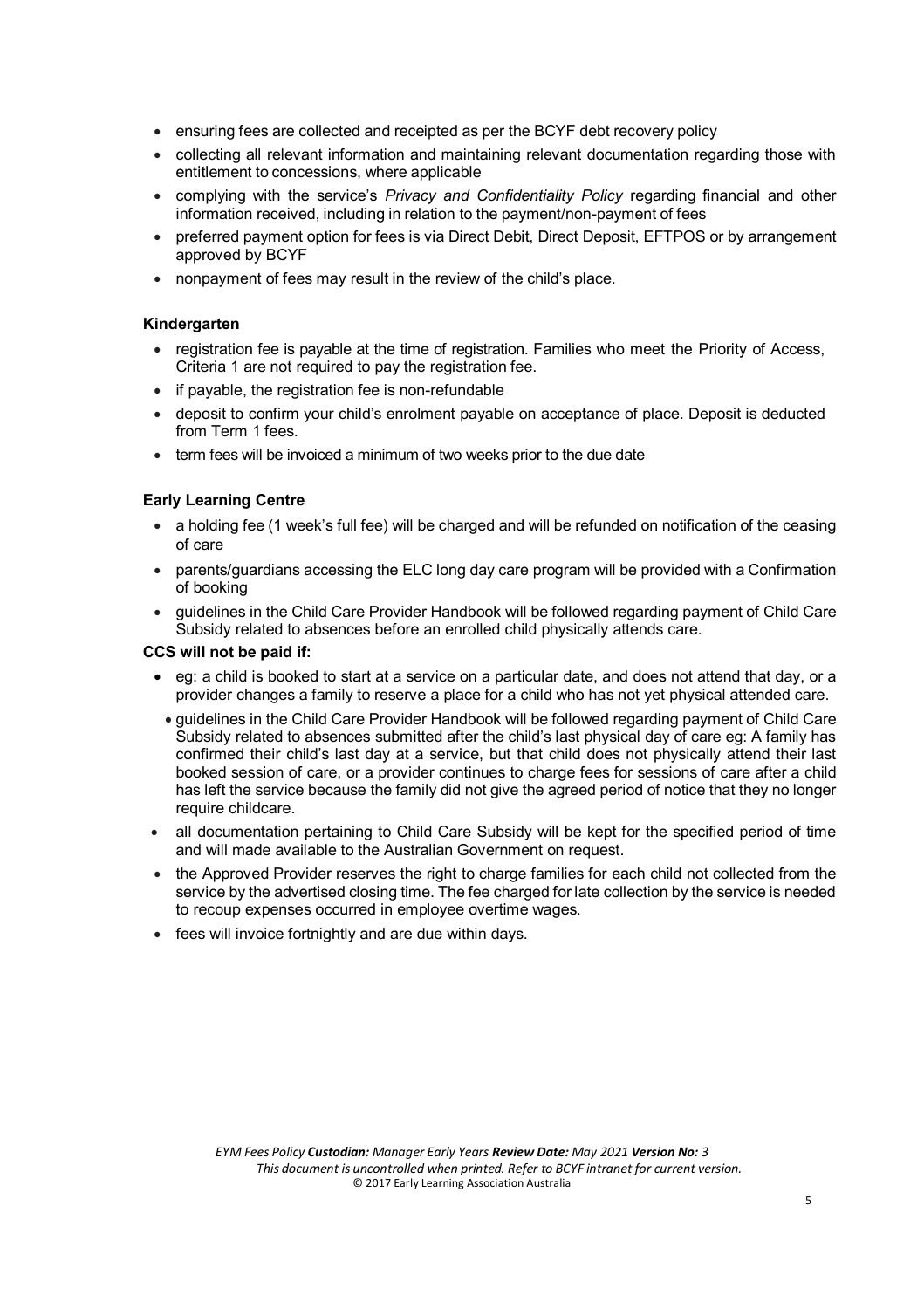- ensuring fees are collected and receipted as per the BCYF debt recovery policy
- collecting all relevant information and maintaining relevant documentation regarding those with entitlement to concessions, where applicable
- complying with the service's *Privacy and Confidentiality Policy* regarding financial and other information received, including in relation to the payment/non-payment of fees
- preferred payment option for fees is via Direct Debit, Direct Deposit, EFTPOS or by arrangement approved by BCYF
- nonpayment of fees may result in the review of the child's place.

**Kindergarten**

- registration fee is payable at the time of registration. Families who meet the Priority of Access, Criteria 1 are not required to pay the registration fee.
- if payable, the registration fee is non-refundable
- deposit to confirm your child's enrolment payable on acceptance of place. Deposit is deducted from Term 1 fees.
- term fees will be invoiced a minimum of two weeks prior to the due date

**Early Learning Centre**

- a holding fee (1 week's full fee) will be charged and will be refunded on notification of the ceasing of care
- parents/guardians accessing the ELC long day care program will be provided with a Confirmation of booking
- guidelines in the Child Care Provider Handbook will be followed regarding payment of Child Care Subsidy related to absences before an enrolled child physically attends care.

**CCS will not be paid if:**

- eg: a child is booked to start at a service on a particular date, and does not attend that day, or a provider changes a family to reserve a place for a child who has not yet physical attended care.
  - guidelines in the Child Care Provider Handbook will be followed regarding payment of Child Care Subsidy related to absences submitted after the child's last physical day of care eg: A family has confirmed their child's last day at a service, but that child does not physically attend their last booked session of care, or a provider continues to charge fees for sessions of care after a child has left the service because the family did not give the agreed period of notice that they no longer require childcare.
- all documentation pertaining to Child Care Subsidy will be kept for the specified period of time and will made available to the Australian Government on request.
- the Approved Provider reserves the right to charge families for each child not collected from the service by the advertised closing time. The fee charged for late collection by the service is needed to recoup expenses occurred in employee overtime wages.
- fees will invoice fortnightly and are due within days.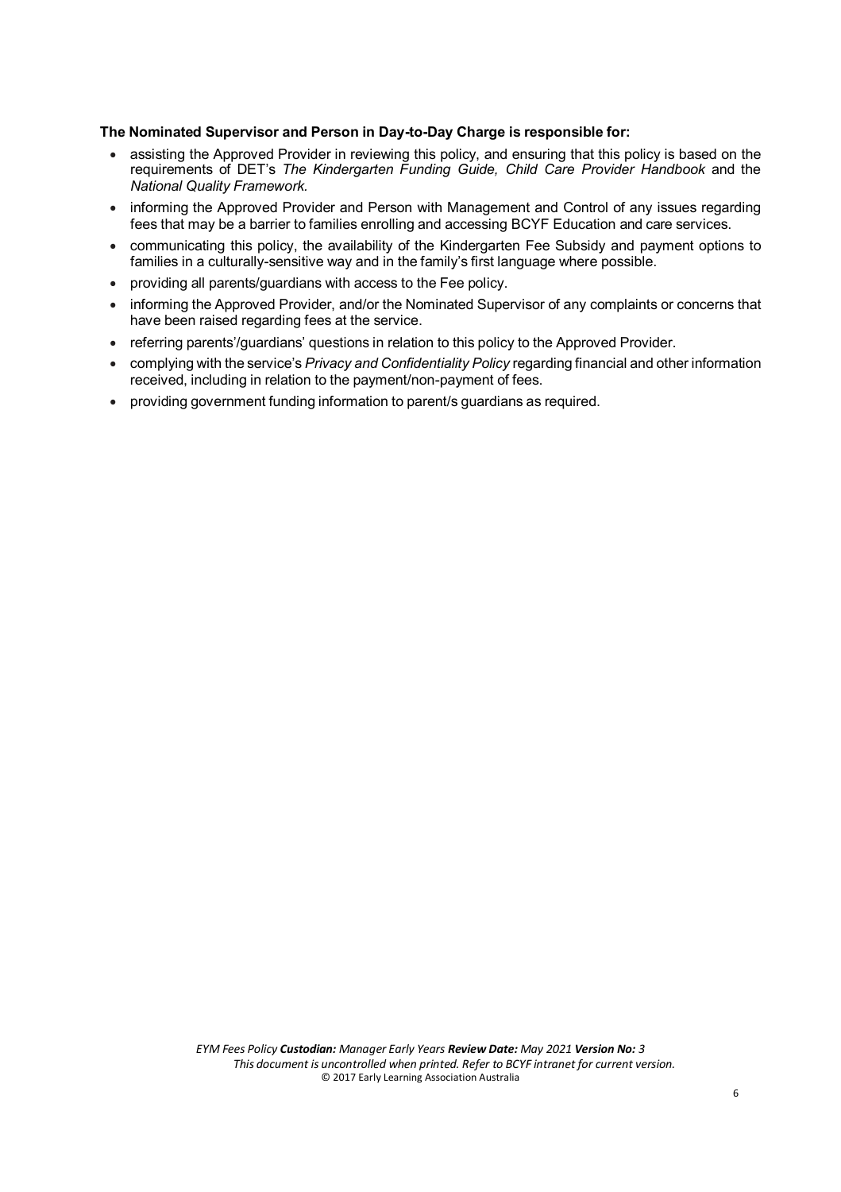**The Nominated Supervisor and Person in Day-to-Day Charge is responsible for:**

- assisting the Approved Provider in reviewing this policy, and ensuring that this policy is based on the requirements of DET's *The Kindergarten Funding Guide, Child Care Provider Handbook* and the *National Quality Framework*.
- informing the Approved Provider and Person with Management and Control of any issues regarding fees that may be a barrier to families enrolling and accessing BCYF Education and care services.
- communicating this policy, the availability of the Kindergarten Fee Subsidy and payment options to families in a culturally-sensitive way and in the family's first language where possible.
- providing all parents/guardians with access to the Fee policy.
- informing the Approved Provider, and/or the Nominated Supervisor of any complaints or concerns that have been raised regarding fees at the service.
- referring parents'/guardians' questions in relation to this policy to the Approved Provider.
- complying with the service's *Privacy and Confidentiality Policy* regarding financial and other information received, including in relation to the payment/non-payment of fees.
- providing government funding information to parent/s guardians as required.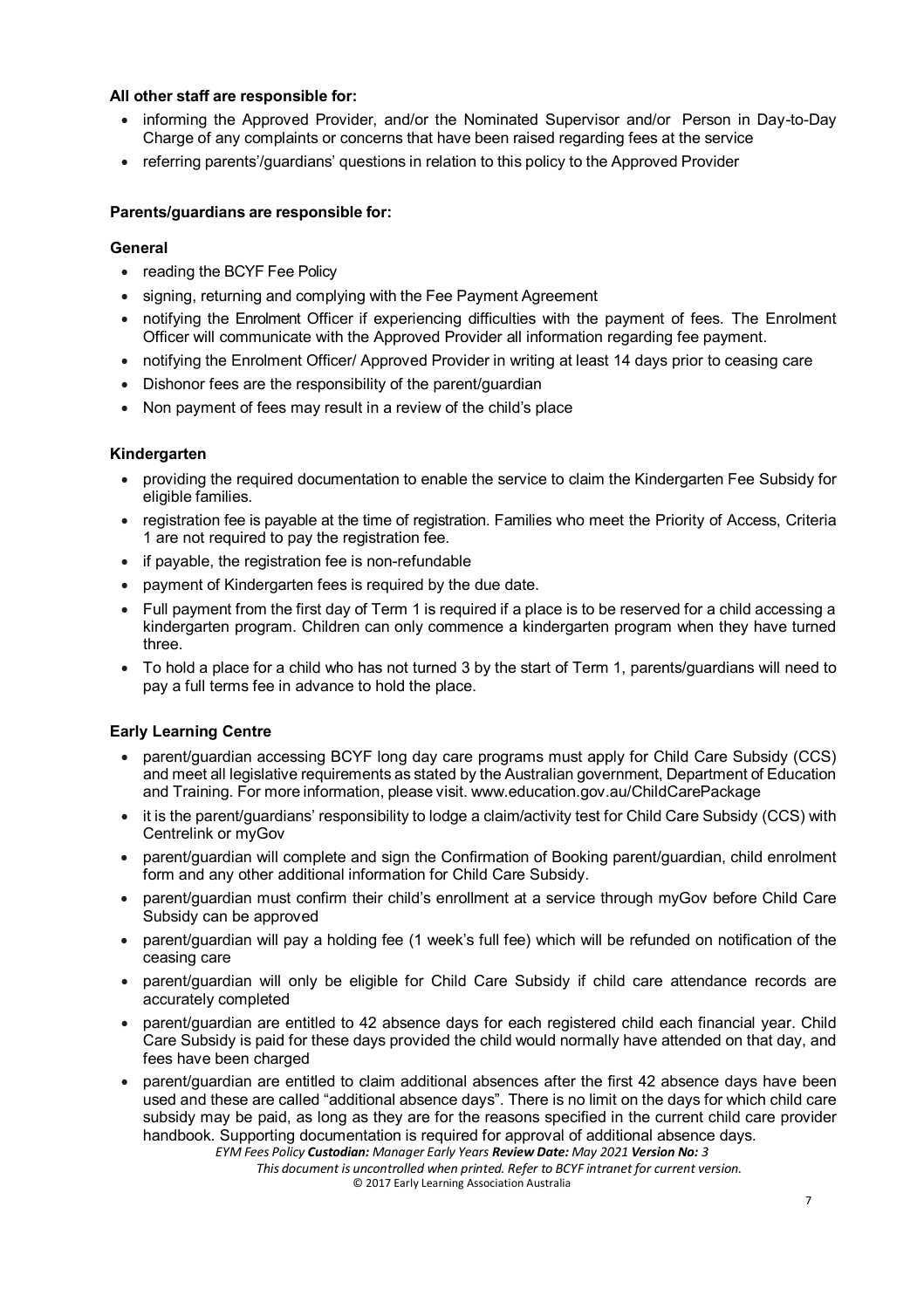**All other staff are responsible for:**

- informing the Approved Provider, and/or the Nominated Supervisor and/or Person in Day-to-Day Charge of any complaints or concerns that have been raised regarding fees at the service
- referring parents'/guardians' questions in relation to this policy to the Approved Provider

**Parents/guardians are responsible for:**

**General**

- reading the BCYF Fee Policy
- signing, returning and complying with the Fee Payment Agreement
- notifying the Enrolment Officer if experiencing difficulties with the payment of fees. The Enrolment Officer will communicate with the Approved Provider all information regarding fee payment.
- notifying the Enrolment Officer/ Approved Provider in writing at least 14 days prior to ceasing care
- Dishonor fees are the responsibility of the parent/guardian
- Non payment of fees may result in a review of the child's place

**Kindergarten**

- providing the required documentation to enable the service to claim the Kindergarten Fee Subsidy for eligible families.
- registration fee is payable at the time of registration. Families who meet the Priority of Access, Criteria 1 are not required to pay the registration fee.
- if payable, the registration fee is non-refundable
- payment of Kindergarten fees is required by the due date.
- Full payment from the first day of Term 1 is required if a place is to be reserved for a child accessing a kindergarten program. Children can only commence a kindergarten program when they have turned three.
- To hold a place for a child who has not turned 3 by the start of Term 1, parents/guardians will need to pay a full terms fee in advance to hold the place.

**Early Learning Centre**

- parent/guardian accessing BCYF long day care programs must apply for Child Care Subsidy (CCS) and meet all legislative requirements as stated by the Australian government, Department of Education and Training. For more information, please visit. www.education.gov.au/ChildCarePackage
- it is the parent/guardians' responsibility to lodge a claim/activity test for Child Care Subsidy (CCS) with Centrelink or myGov
- parent/guardian will complete and sign the Confirmation of Booking parent/guardian, child enrolment form and any other additional information for Child Care Subsidy.
- parent/guardian must confirm their child's enrollment at a service through myGov before Child Care Subsidy can be approved
- parent/guardian will pay a holding fee (1 week's full fee) which will be refunded on notification of the ceasing care
- parent/guardian will only be eligible for Child Care Subsidy if child care attendance records are accurately completed
- parent/guardian are entitled to 42 absence days for each registered child each financial year. Child Care Subsidy is paid for these days provided the child would normally have attended on that day, and fees have been charged
- parent/guardian are entitled to claim additional absences after the first 42 absence days have been used and these are called "additional absence days". There is no limit on the days for which child care subsidy may be paid, as long as they are for the reasons specified in the current child care provider handbook. Supporting documentation is required for approval of additional absence days.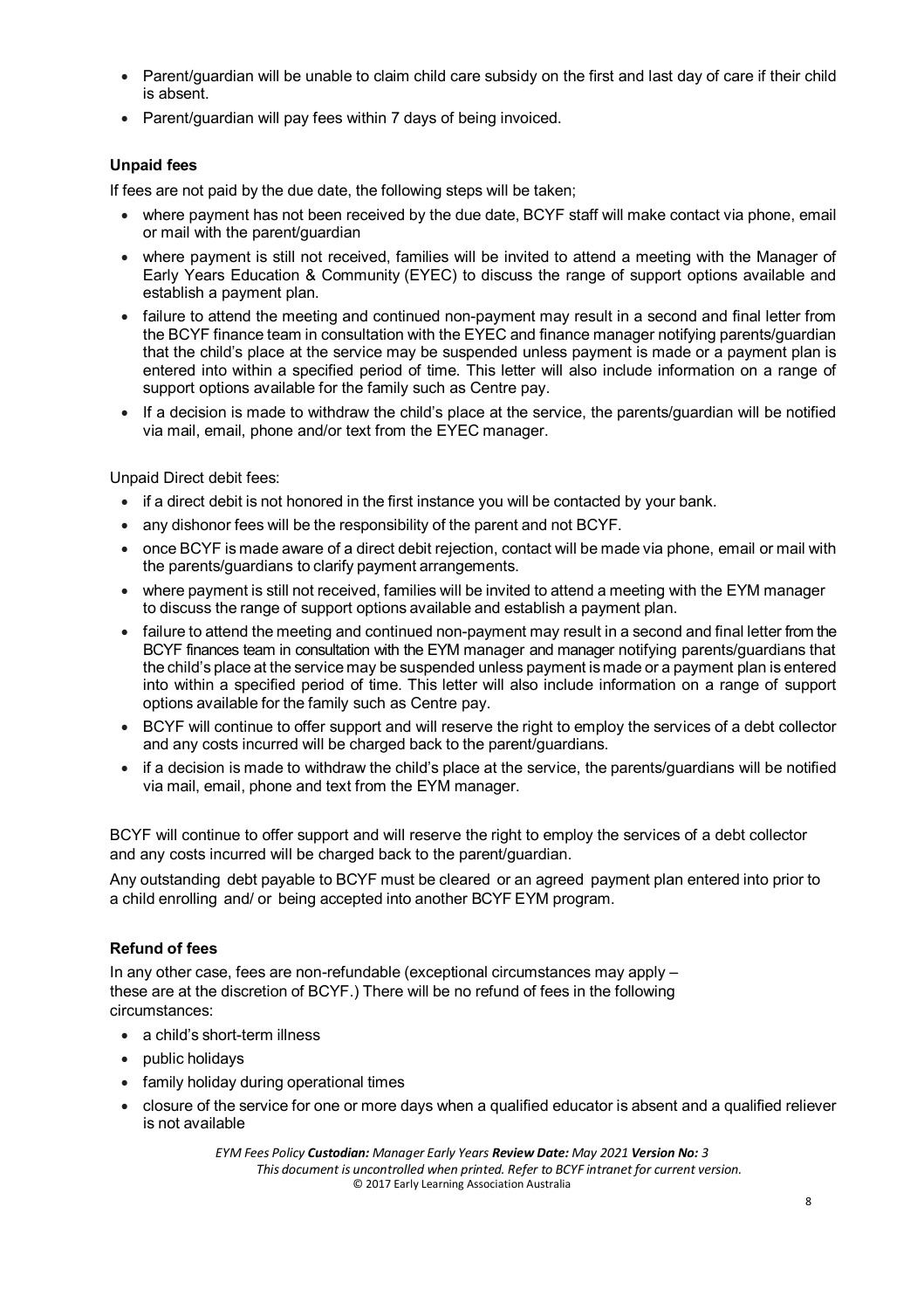- Parent/guardian will be unable to claim child care subsidy on the first and last day of care if their child is absent.
- Parent/guardian will pay fees within 7 days of being invoiced.

**Unpaid fees**

If fees are not paid by the due date, the following steps will be taken;

- where payment has not been received by the due date, BCYF staff will make contact via phone, email or mail with the parent/guardian
- where payment is still not received, families will be invited to attend a meeting with the Manager of Early Years Education & Community (EYEC) to discuss the range of support options available and establish a payment plan.
- failure to attend the meeting and continued non-payment may result in a second and final letter from the BCYF finance team in consultation with the EYEC and finance manager notifying parents/guardian that the child's place at the service may be suspended unless payment is made or a payment plan is entered into within a specified period of time. This letter will also include information on a range of support options available for the family such as Centre pay.
- If a decision is made to withdraw the child's place at the service, the parents/guardian will be notified via mail, email, phone and/or text from the EYEC manager.

Unpaid Direct debit fees:

- if a direct debit is not honored in the first instance you will be contacted by your bank.
- any dishonor fees will be the responsibility of the parent and not BCYF.
- once BCYF is made aware of a direct debit rejection, contact will be made via phone, email or mail with the parents/guardians to clarify payment arrangements.
- where payment is still not received, families will be invited to attend a meeting with the EYM manager to discuss the range of support options available and establish a payment plan.
- failure to attend the meeting and continued non-payment may result in a second and final letter from the BCYF finances team in consultation with the EYM manager and manager notifying parents/guardians that the child's place at the service may be suspended unless payment is made or a payment plan is entered into within a specified period of time. This letter will also include information on a range of support options available for the family such as Centre pay.
- BCYF will continue to offer support and will reserve the right to employ the services of a debt collector and any costs incurred will be charged back to the parent/guardians.
- if a decision is made to withdraw the child's place at the service, the parents/guardians will be notified via mail, email, phone and text from the EYM manager.

BCYF will continue to offer support and will reserve the right to employ the services of a debt collector and any costs incurred will be charged back to the parent/guardian.

Any outstanding debt payable to BCYF must be cleared or an agreed payment plan entered into prior to a child enrolling and/ or being accepted into another BCYF EYM program.

**Refund of fees**

In any other case, fees are non-refundable (exceptional circumstances may apply – these are at the discretion of BCYF.) There will be no refund of fees in the following circumstances:

- a child's short-term illness
- public holidays
- family holiday during operational times
- closure of the service for one or more days when a qualified educator is absent and a qualified reliever is not available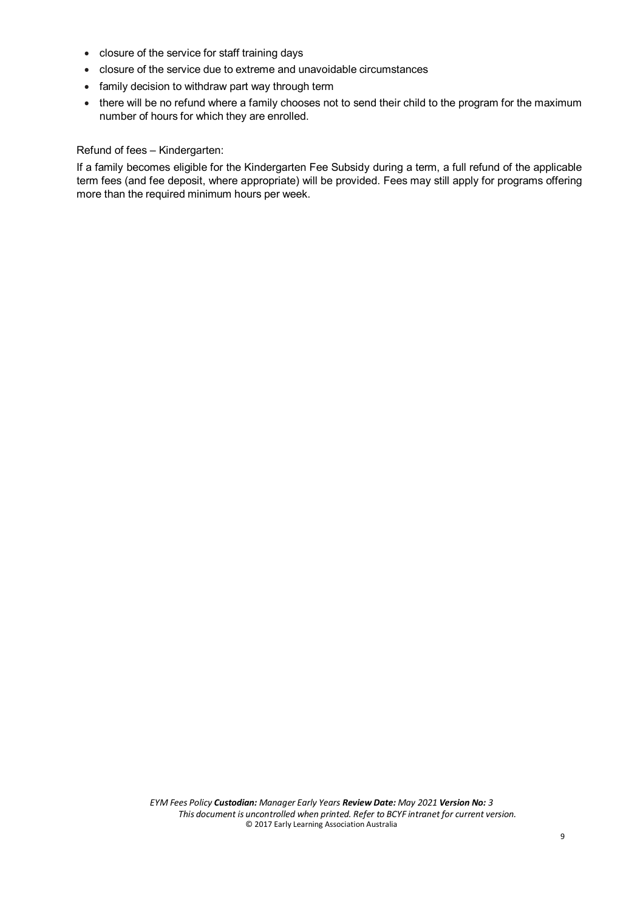- closure of the service for staff training days
- closure of the service due to extreme and unavoidable circumstances
- family decision to withdraw part way through term
- there will be no refund where a family chooses not to send their child to the program for the maximum number of hours for which they are enrolled.

Refund of fees – Kindergarten:

If a family becomes eligible for the Kindergarten Fee Subsidy during a term, a full refund of the applicable term fees (and fee deposit, where appropriate) will be provided. Fees may still apply for programs offering more than the required minimum hours per week.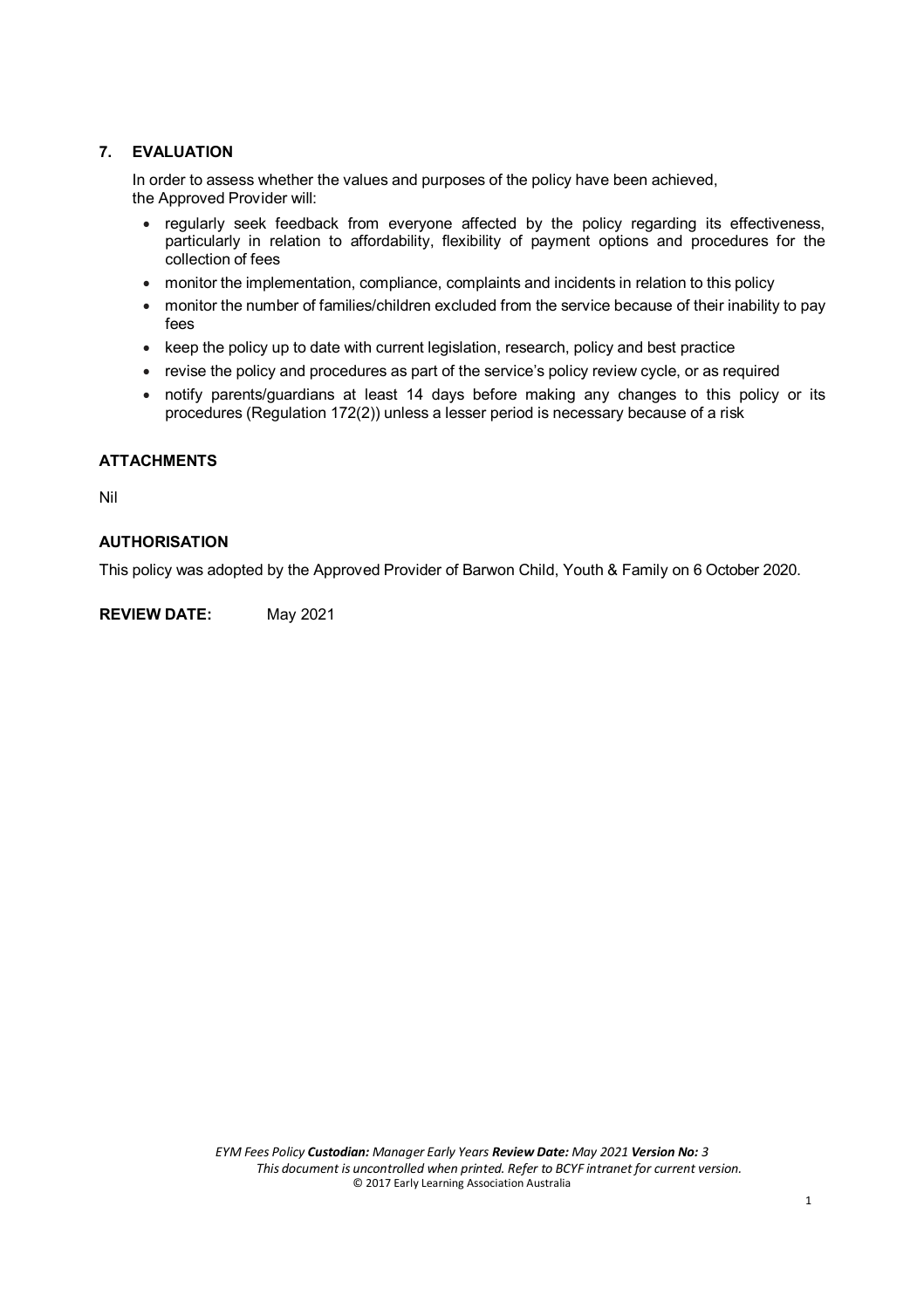## 7. EVALUATION

In order to assess whether the values and purposes of the policy have been achieved, the Approved Provider will:

- regularly seek feedback from everyone affected by the policy regarding its effectiveness, particularly in relation to affordability, flexibility of payment options and procedures for the collection of fees
- monitor the implementation, compliance, complaints and incidents in relation to this policy
- monitor the number of families/children excluded from the service because of their inability to pay fees
- keep the policy up to date with current legislation, research, policy and best practice
- revise the policy and procedures as part of the service's policy review cycle, or as required
- notify parents/guardians at least 14 days before making any changes to this policy or its procedures (Regulation 172(2)) unless a lesser period is necessary because of a risk

## ATTACHMENTS

Nil

## AUTHORISATION

This policy was adopted by the Approved Provider of Barwon Child, Youth & Family on 6 October 2020.

**REVIEW DATE:** May 2021

*EYM Fees Policy* ***Custodian:*** *Manager Early Years* ***Review Date:*** *May 2021* ***Version No:*** *3*
*This document is uncontrolled when printed. Refer to BCYF intranet for current version.*
© 2017 Early Learning Association Australia